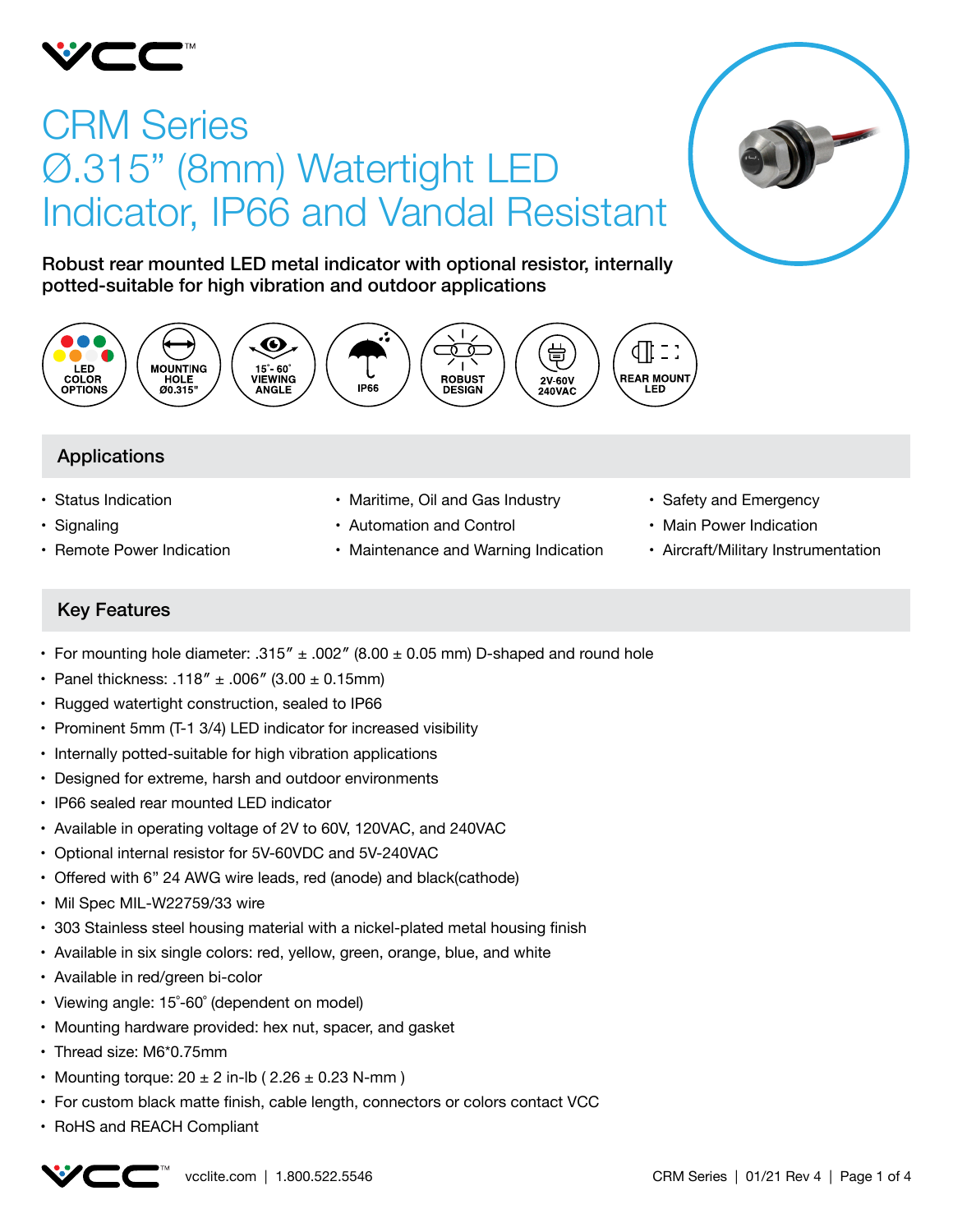# CRM Series Ø.315" (8mm) Watertight LED Indicator, IP66 and Vandal Resistant

**Robust rear mounted LED metal indicator with optional resistor, internally potted-suitable for high vibration and outdoor applications**

LED COLOR OPTIONS | MOUNTING HOLE Ø0.315" | 15°- 60° VIEWING ANGLE | IP66 | ROBUST DESIGN | 2V-60V 240VAC | REAR MOUNT LED

## Applications

- Status Indication
- Signaling
- Remote Power Indication
- Maritime, Oil and Gas Industry
- Automation and Control
- Maintenance and Warning Indication
- Safety and Emergency
- Main Power Indication
- Aircraft/Military Instrumentation

## Key Features

- For mounting hole diameter: .315″ ± .002″ (8.00 ± 0.05 mm) D-shaped and round hole
- Panel thickness: .118″ ± .006″ (3.00 ± 0.15mm)
- Rugged watertight construction, sealed to IP66
- Prominent 5mm (T-1 3/4) LED indicator for increased visibility
- Internally potted-suitable for high vibration applications
- Designed for extreme, harsh and outdoor environments
- IP66 sealed rear mounted LED indicator
- Available in operating voltage of 2V to 60V, 120VAC, and 240VAC
- Optional internal resistor for 5V-60VDC and 5V-240VAC
- Offered with 6" 24 AWG wire leads, red (anode) and black(cathode)
- Mil Spec MIL-W22759/33 wire
- 303 Stainless steel housing material with a nickel-plated metal housing finish
- Available in six single colors: red, yellow, green, orange, blue, and white
- Available in red/green bi-color
- Viewing angle: 15°-60° (dependent on model)
- Mounting hardware provided: hex nut, spacer, and gasket
- Thread size: M6*0.75mm
- Mounting torque: 20 ± 2 in-lb ( 2.26 ± 0.23 N-mm )
- For custom black matte finish, cable length, connectors or colors contact VCC
- RoHS and REACH Compliant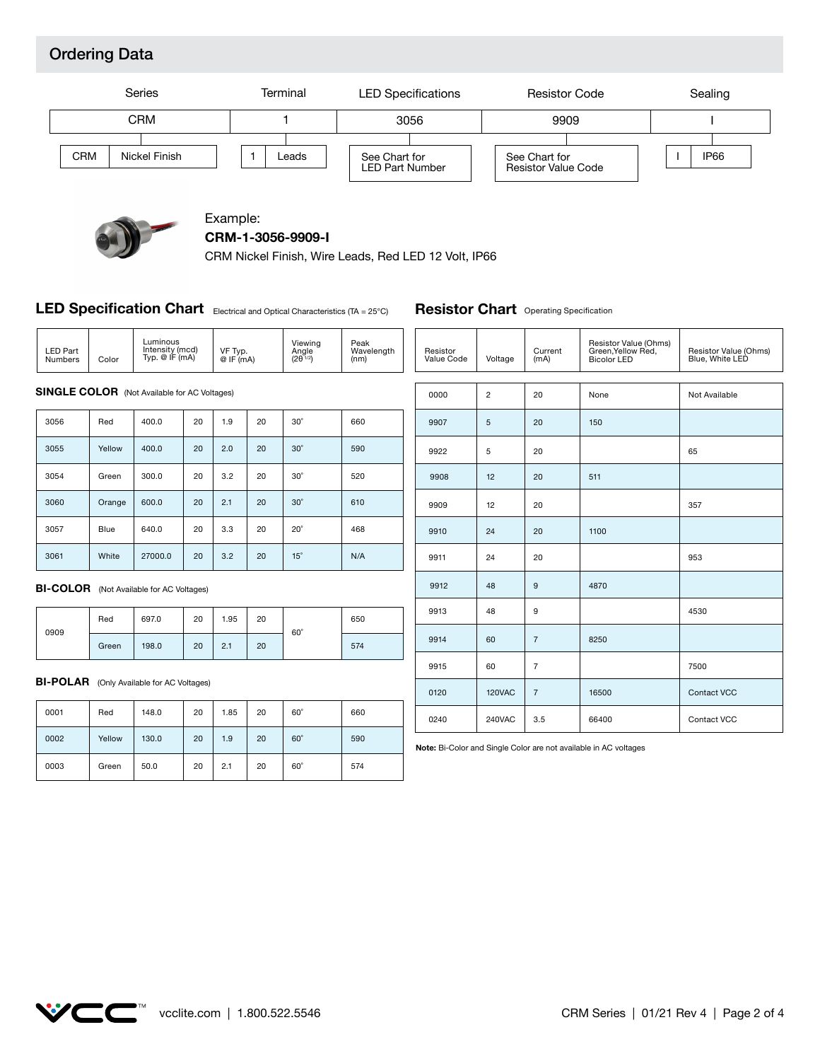## Ordering Data

| Series | Terminal | LED Specifications | Resistor Code | Sealing |
|---|---|---|---|---|
| CRM | 1 | 3056 | 9909 | I |
| CRM — Nickel Finish | 1 — Leads | See Chart for LED Part Number | See Chart for Resistor Value Code | I — IP66 |

Example:
**CRM-1-3056-9909-I**
CRM Nickel Finish, Wire Leads, Red LED 12 Volt, IP66

## LED Specification Chart

Electrical and Optical Characteristics (TA = 25°C)

| LED Part Numbers | Color | Luminous Intensity (mcd) Typ. @ IF (mA) | | VF Typ. @ IF (mA) | | Viewing Angle ($2\theta^{1/2}$) | Peak Wavelength (nm) |
|---|---|---|---|---|---|---|---|
| **SINGLE COLOR** (Not Available for AC Voltages) | | | | | | | |
| 3056 | Red | 400.0 | 20 | 1.9 | 20 | 30° | 660 |
| 3055 | Yellow | 400.0 | 20 | 2.0 | 20 | 30° | 590 |
| 3054 | Green | 300.0 | 20 | 3.2 | 20 | 30° | 520 |
| 3060 | Orange | 600.0 | 20 | 2.1 | 20 | 30° | 610 |
| 3057 | Blue | 640.0 | 20 | 3.3 | 20 | 20° | 468 |
| 3061 | White | 27000.0 | 20 | 3.2 | 20 | 15° | N/A |
| **BI-COLOR** (Not Available for AC Voltages) | | | | | | | |
| 0909 | Red | 697.0 | 20 | 1.95 | 20 | 60° | 650 |
| | Green | 198.0 | 20 | 2.1 | 20 | | 574 |
| **BI-POLAR** (Only Available for AC Voltages) | | | | | | | |
| 0001 | Red | 148.0 | 20 | 1.85 | 20 | 60° | 660 |
| 0002 | Yellow | 130.0 | 20 | 1.9 | 20 | 60° | 590 |
| 0003 | Green | 50.0 | 20 | 2.1 | 20 | 60° | 574 |

## Resistor Chart

Operating Specification

| Resistor Value Code | Voltage | Current (mA) | Resistor Value (Ohms) Green,Yellow Red, Bicolor LED | Resistor Value (Ohms) Blue, White LED |
|---|---|---|---|---|
| 0000 | 2 | 20 | None | Not Available |
| 9907 | 5 | 20 | 150 | |
| 9922 | 5 | 20 | | 65 |
| 9908 | 12 | 20 | 511 | |
| 9909 | 12 | 20 | | 357 |
| 9910 | 24 | 20 | 1100 | |
| 9911 | 24 | 20 | | 953 |
| 9912 | 48 | 9 | 4870 | |
| 9913 | 48 | 9 | | 4530 |
| 9914 | 60 | 7 | 8250 | |
| 9915 | 60 | 7 | | 7500 |
| 0120 | 120VAC | 7 | 16500 | Contact VCC |
| 0240 | 240VAC | 3.5 | 66400 | Contact VCC |

**Note:** Bi-Color and Single Color are not available in AC voltages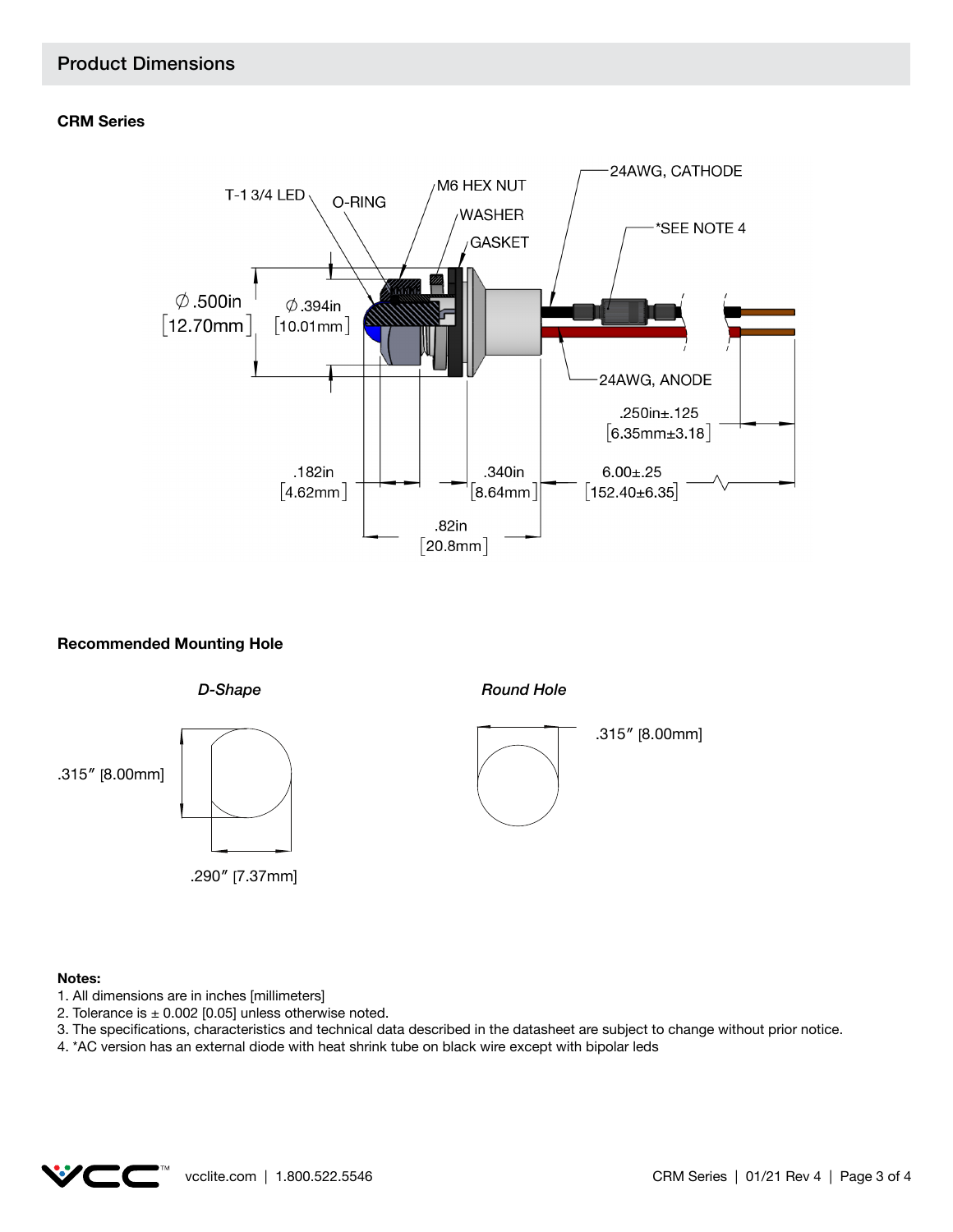## Product Dimensions

**CRM Series**

**Recommended Mounting Hole**

*D-Shape*

*Round Hole*

**Notes:**

1. All dimensions are in inches [millimeters]
2. Tolerance is ± 0.002 [0.05] unless otherwise noted.
3. The specifications, characteristics and technical data described in the datasheet are subject to change without prior notice.
4. *AC version has an external diode with heat shrink tube on black wire except with bipolar leds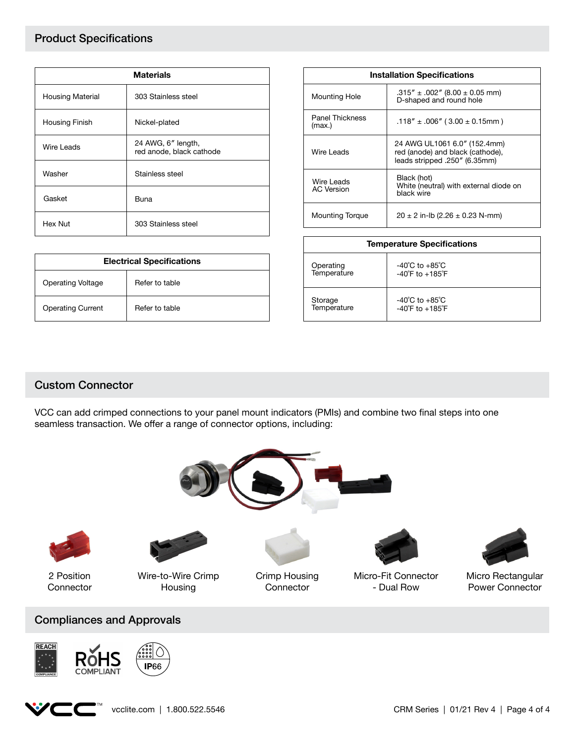## Product Specifications

| Materials | |
|---|---|
| Housing Material | 303 Stainless steel |
| Housing Finish | Nickel-plated |
| Wire Leads | 24 AWG, 6″ length, red anode, black cathode |
| Washer | Stainless steel |
| Gasket | Buna |
| Hex Nut | 303 Stainless steel |

| Electrical Specifications | |
|---|---|
| Operating Voltage | Refer to table |
| Operating Current | Refer to table |

| Installation Specifications | |
|---|---|
| Mounting Hole | .315″ ± .002″ (8.00 ± 0.05 mm) D-shaped and round hole |
| Panel Thickness (max.) | .118″ ± .006″ ( 3.00 ± 0.15mm ) |
| Wire Leads | 24 AWG UL1061 6.0″ (152.4mm) red (anode) and black (cathode), leads stripped .250″ (6.35mm) |
| Wire Leads AC Version | Black (hot) White (neutral) with external diode on black wire |
| Mounting Torque | 20 ± 2 in-lb (2.26 ± 0.23 N-mm) |

| Temperature Specifications | |
|---|---|
| Operating Temperature | -40˚C to +85˚C -40˚F to +185˚F |
| Storage Temperature | -40˚C to +85˚C -40˚F to +185˚F |

## Custom Connector

VCC can add crimped connections to your panel mount indicators (PMIs) and combine two final steps into one seamless transaction. We offer a range of connector options, including:

2 Position Connector

Wire-to-Wire Crimp Housing

Crimp Housing Connector

Micro-Fit Connector - Dual Row

Micro Rectangular Power Connector

## Compliances and Approvals

REACH COMPLIANCE

RoHS COMPLIANT

IP66

vcclite.com | 1.800.522.5546

CRM Series | 01/21 Rev 4